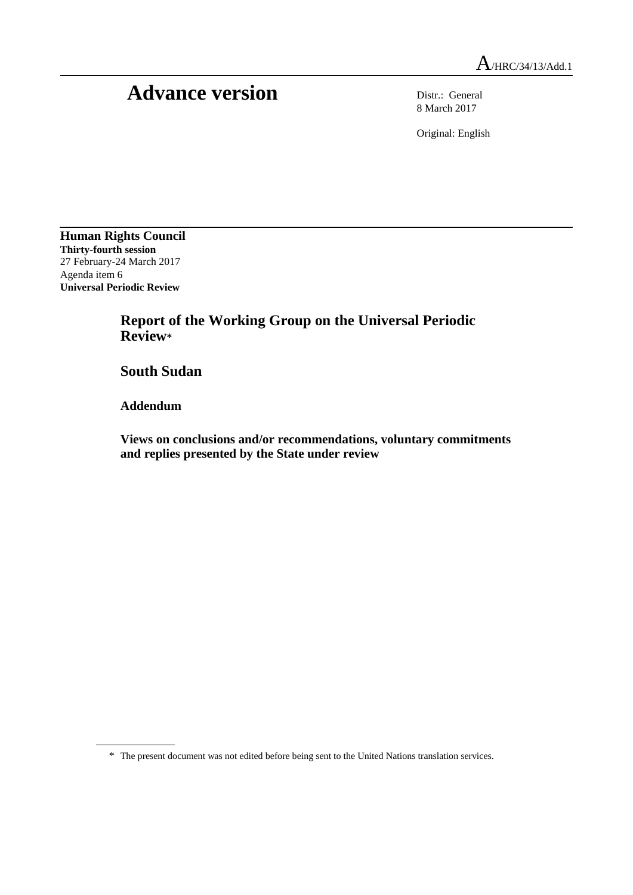A/HRC/34/13/Add.1

# Advance version

Distr.: General
8 March 2017

Original: English

**Human Rights Council**
**Thirty-fourth session**
27 February-24 March 2017
Agenda item 6
**Universal Periodic Review**

## Report of the Working Group on the Universal Periodic Review*

## South Sudan

### Addendum

### Views on conclusions and/or recommendations, voluntary commitments and replies presented by the State under review

\* The present document was not edited before being sent to the United Nations translation services.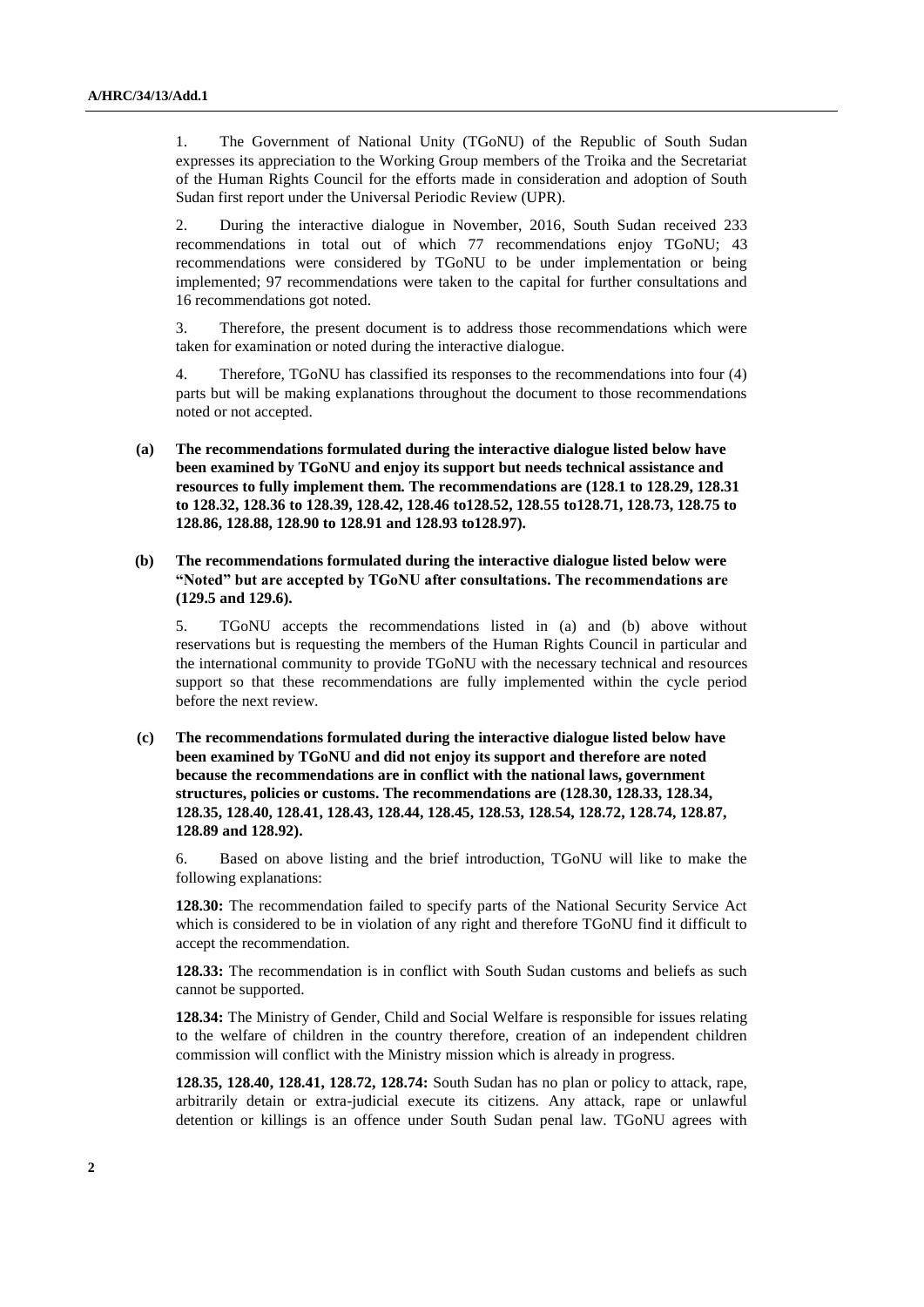1. The Government of National Unity (TGoNU) of the Republic of South Sudan expresses its appreciation to the Working Group members of the Troika and the Secretariat of the Human Rights Council for the efforts made in consideration and adoption of South Sudan first report under the Universal Periodic Review (UPR).

2. During the interactive dialogue in November, 2016, South Sudan received 233 recommendations in total out of which 77 recommendations enjoy TGoNU; 43 recommendations were considered by TGoNU to be under implementation or being implemented; 97 recommendations were taken to the capital for further consultations and 16 recommendations got noted.

3. Therefore, the present document is to address those recommendations which were taken for examination or noted during the interactive dialogue.

4. Therefore, TGoNU has classified its responses to the recommendations into four (4) parts but will be making explanations throughout the document to those recommendations noted or not accepted.

**(a) The recommendations formulated during the interactive dialogue listed below have been examined by TGoNU and enjoy its support but needs technical assistance and resources to fully implement them. The recommendations are (128.1 to 128.29, 128.31 to 128.32, 128.36 to 128.39, 128.42, 128.46 to128.52, 128.55 to128.71, 128.73, 128.75 to 128.86, 128.88, 128.90 to 128.91 and 128.93 to128.97).**

**(b) The recommendations formulated during the interactive dialogue listed below were "Noted" but are accepted by TGoNU after consultations. The recommendations are (129.5 and 129.6).**

5. TGoNU accepts the recommendations listed in (a) and (b) above without reservations but is requesting the members of the Human Rights Council in particular and the international community to provide TGoNU with the necessary technical and resources support so that these recommendations are fully implemented within the cycle period before the next review.

**(c) The recommendations formulated during the interactive dialogue listed below have been examined by TGoNU and did not enjoy its support and therefore are noted because the recommendations are in conflict with the national laws, government structures, policies or customs. The recommendations are (128.30, 128.33, 128.34, 128.35, 128.40, 128.41, 128.43, 128.44, 128.45, 128.53, 128.54, 128.72, 128.74, 128.87, 128.89 and 128.92).**

6. Based on above listing and the brief introduction, TGoNU will like to make the following explanations:

**128.30:** The recommendation failed to specify parts of the National Security Service Act which is considered to be in violation of any right and therefore TGoNU find it difficult to accept the recommendation.

**128.33:** The recommendation is in conflict with South Sudan customs and beliefs as such cannot be supported.

**128.34:** The Ministry of Gender, Child and Social Welfare is responsible for issues relating to the welfare of children in the country therefore, creation of an independent children commission will conflict with the Ministry mission which is already in progress.

**128.35, 128.40, 128.41, 128.72, 128.74:** South Sudan has no plan or policy to attack, rape, arbitrarily detain or extra-judicial execute its citizens. Any attack, rape or unlawful detention or killings is an offence under South Sudan penal law. TGoNU agrees with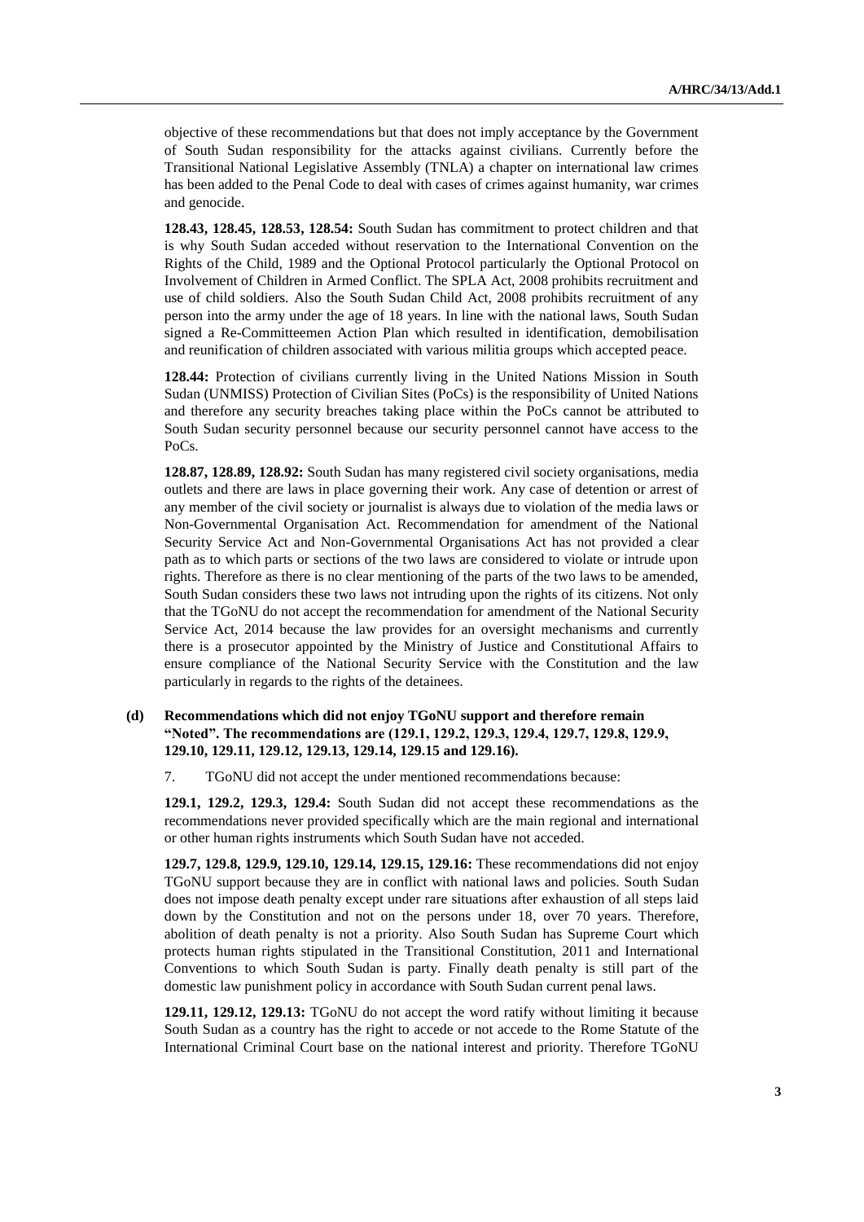objective of these recommendations but that does not imply acceptance by the Government of South Sudan responsibility for the attacks against civilians. Currently before the Transitional National Legislative Assembly (TNLA) a chapter on international law crimes has been added to the Penal Code to deal with cases of crimes against humanity, war crimes and genocide.

**128.43, 128.45, 128.53, 128.54:** South Sudan has commitment to protect children and that is why South Sudan acceded without reservation to the International Convention on the Rights of the Child, 1989 and the Optional Protocol particularly the Optional Protocol on Involvement of Children in Armed Conflict. The SPLA Act, 2008 prohibits recruitment and use of child soldiers. Also the South Sudan Child Act, 2008 prohibits recruitment of any person into the army under the age of 18 years. In line with the national laws, South Sudan signed a Re-Committeemen Action Plan which resulted in identification, demobilisation and reunification of children associated with various militia groups which accepted peace.

**128.44:** Protection of civilians currently living in the United Nations Mission in South Sudan (UNMISS) Protection of Civilian Sites (PoCs) is the responsibility of United Nations and therefore any security breaches taking place within the PoCs cannot be attributed to South Sudan security personnel because our security personnel cannot have access to the PoCs.

**128.87, 128.89, 128.92:** South Sudan has many registered civil society organisations, media outlets and there are laws in place governing their work. Any case of detention or arrest of any member of the civil society or journalist is always due to violation of the media laws or Non-Governmental Organisation Act. Recommendation for amendment of the National Security Service Act and Non-Governmental Organisations Act has not provided a clear path as to which parts or sections of the two laws are considered to violate or intrude upon rights. Therefore as there is no clear mentioning of the parts of the two laws to be amended, South Sudan considers these two laws not intruding upon the rights of its citizens. Not only that the TGoNU do not accept the recommendation for amendment of the National Security Service Act, 2014 because the law provides for an oversight mechanisms and currently there is a prosecutor appointed by the Ministry of Justice and Constitutional Affairs to ensure compliance of the National Security Service with the Constitution and the law particularly in regards to the rights of the detainees.

### (d) Recommendations which did not enjoy TGoNU support and therefore remain "Noted". The recommendations are (129.1, 129.2, 129.3, 129.4, 129.7, 129.8, 129.9, 129.10, 129.11, 129.12, 129.13, 129.14, 129.15 and 129.16).

7. TGoNU did not accept the under mentioned recommendations because:

**129.1, 129.2, 129.3, 129.4:** South Sudan did not accept these recommendations as the recommendations never provided specifically which are the main regional and international or other human rights instruments which South Sudan have not acceded.

**129.7, 129.8, 129.9, 129.10, 129.14, 129.15, 129.16:** These recommendations did not enjoy TGoNU support because they are in conflict with national laws and policies. South Sudan does not impose death penalty except under rare situations after exhaustion of all steps laid down by the Constitution and not on the persons under 18, over 70 years. Therefore, abolition of death penalty is not a priority. Also South Sudan has Supreme Court which protects human rights stipulated in the Transitional Constitution, 2011 and International Conventions to which South Sudan is party. Finally death penalty is still part of the domestic law punishment policy in accordance with South Sudan current penal laws.

**129.11, 129.12, 129.13:** TGoNU do not accept the word ratify without limiting it because South Sudan as a country has the right to accede or not accede to the Rome Statute of the International Criminal Court base on the national interest and priority. Therefore TGoNU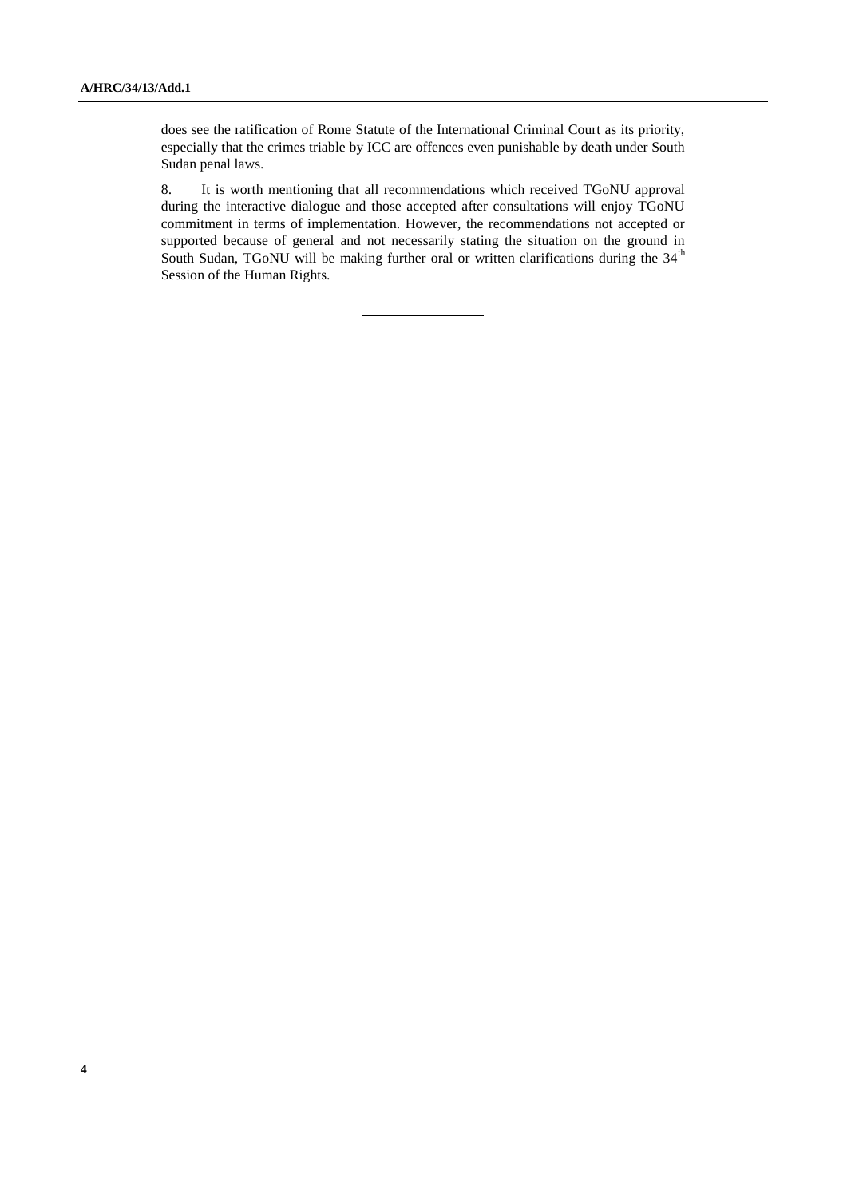does see the ratification of Rome Statute of the International Criminal Court as its priority, especially that the crimes triable by ICC are offences even punishable by death under South Sudan penal laws.

8. It is worth mentioning that all recommendations which received TGoNU approval during the interactive dialogue and those accepted after consultations will enjoy TGoNU commitment in terms of implementation. However, the recommendations not accepted or supported because of general and not necessarily stating the situation on the ground in South Sudan, TGoNU will be making further oral or written clarifications during the 34th Session of the Human Rights.